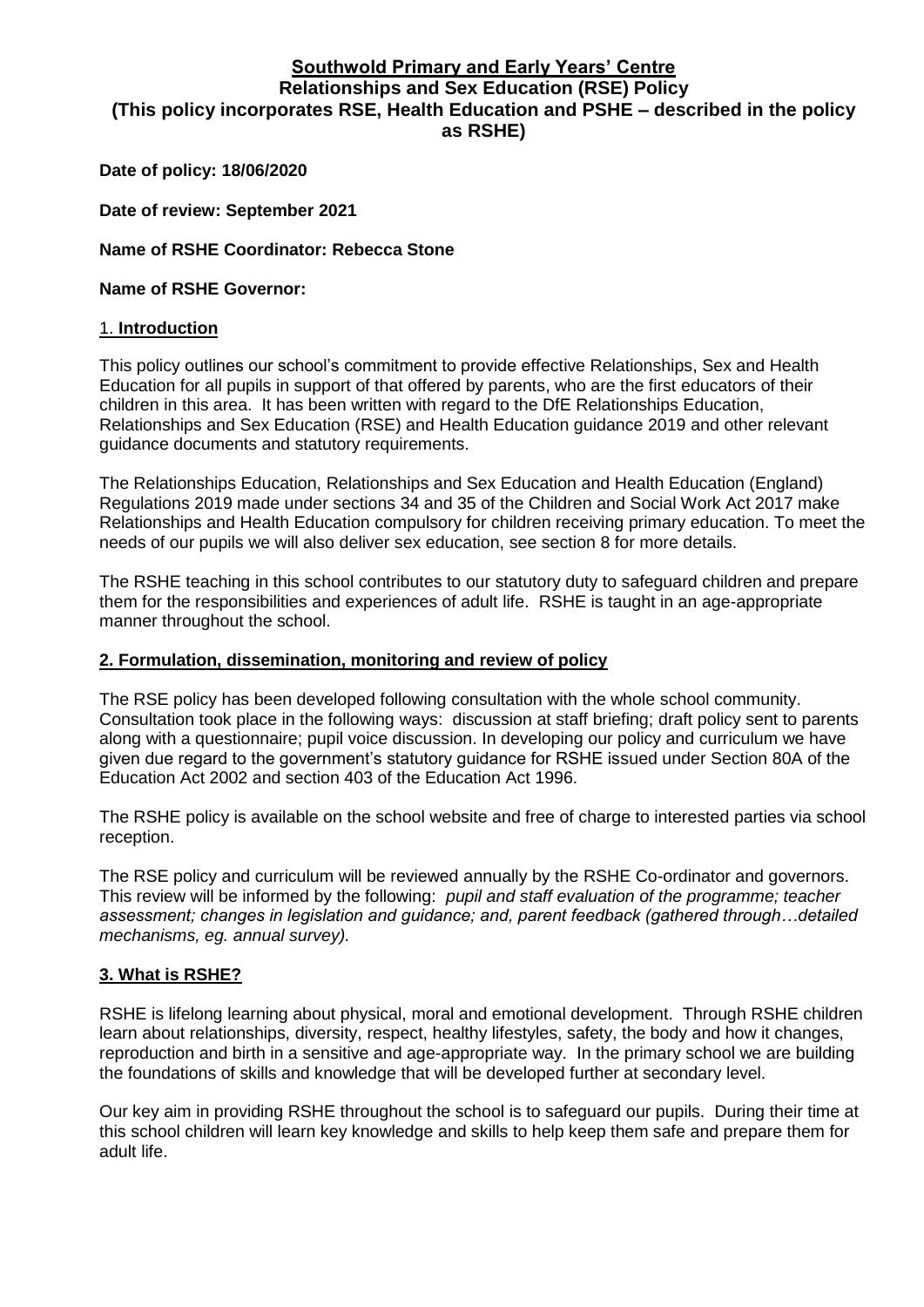# Southwold Primary and Early Years' Centre

## Relationships and Sex Education (RSE) Policy

## (This policy incorporates RSE, Health Education and PSHE – described in the policy as RSHE)

**Date of policy: 18/06/2020**

**Date of review: September 2021**

**Name of RSHE Coordinator: Rebecca Stone**

**Name of RSHE Governor:**

### 1. Introduction

This policy outlines our school's commitment to provide effective Relationships, Sex and Health Education for all pupils in support of that offered by parents, who are the first educators of their children in this area. It has been written with regard to the DfE Relationships Education, Relationships and Sex Education (RSE) and Health Education guidance 2019 and other relevant guidance documents and statutory requirements.

The Relationships Education, Relationships and Sex Education and Health Education (England) Regulations 2019 made under sections 34 and 35 of the Children and Social Work Act 2017 make Relationships and Health Education compulsory for children receiving primary education. To meet the needs of our pupils we will also deliver sex education, see section 8 for more details.

The RSHE teaching in this school contributes to our statutory duty to safeguard children and prepare them for the responsibilities and experiences of adult life. RSHE is taught in an age-appropriate manner throughout the school.

### 2. Formulation, dissemination, monitoring and review of policy

The RSE policy has been developed following consultation with the whole school community. Consultation took place in the following ways: discussion at staff briefing; draft policy sent to parents along with a questionnaire; pupil voice discussion. In developing our policy and curriculum we have given due regard to the government's statutory guidance for RSHE issued under Section 80A of the Education Act 2002 and section 403 of the Education Act 1996.

The RSHE policy is available on the school website and free of charge to interested parties via school reception.

The RSE policy and curriculum will be reviewed annually by the RSHE Co-ordinator and governors. This review will be informed by the following: *pupil and staff evaluation of the programme; teacher assessment; changes in legislation and guidance; and, parent feedback (gathered through…detailed mechanisms, eg. annual survey).*

### 3. What is RSHE?

RSHE is lifelong learning about physical, moral and emotional development. Through RSHE children learn about relationships, diversity, respect, healthy lifestyles, safety, the body and how it changes, reproduction and birth in a sensitive and age-appropriate way. In the primary school we are building the foundations of skills and knowledge that will be developed further at secondary level.

Our key aim in providing RSHE throughout the school is to safeguard our pupils. During their time at this school children will learn key knowledge and skills to help keep them safe and prepare them for adult life.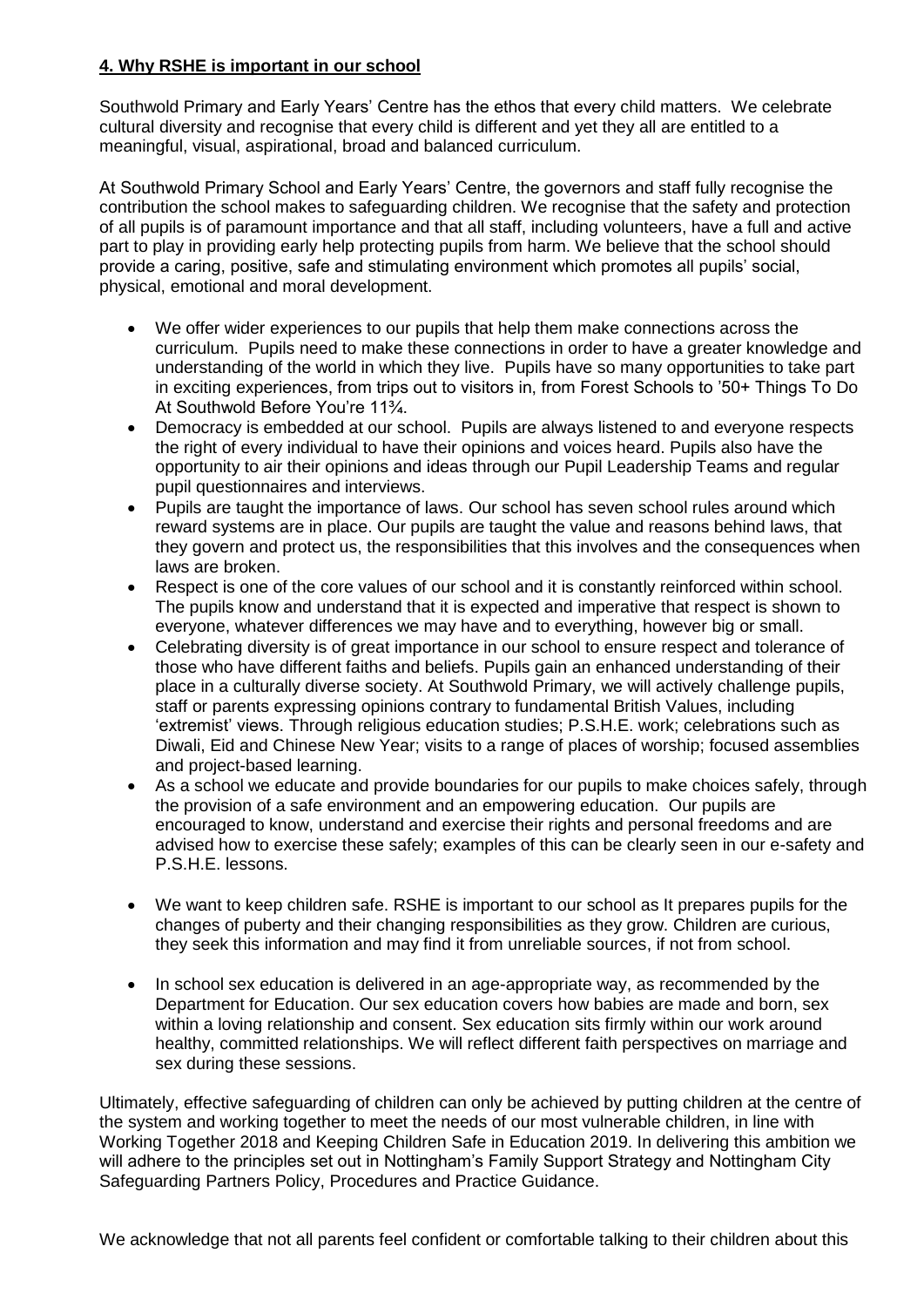## **4. Why RSHE is important in our school**

Southwold Primary and Early Years' Centre has the ethos that every child matters. We celebrate cultural diversity and recognise that every child is different and yet they all are entitled to a meaningful, visual, aspirational, broad and balanced curriculum.

At Southwold Primary School and Early Years' Centre, the governors and staff fully recognise the contribution the school makes to safeguarding children. We recognise that the safety and protection of all pupils is of paramount importance and that all staff, including volunteers, have a full and active part to play in providing early help protecting pupils from harm. We believe that the school should provide a caring, positive, safe and stimulating environment which promotes all pupils' social, physical, emotional and moral development.

- We offer wider experiences to our pupils that help them make connections across the curriculum. Pupils need to make these connections in order to have a greater knowledge and understanding of the world in which they live. Pupils have so many opportunities to take part in exciting experiences, from trips out to visitors in, from Forest Schools to '50+ Things To Do At Southwold Before You're 11¾.
- Democracy is embedded at our school. Pupils are always listened to and everyone respects the right of every individual to have their opinions and voices heard. Pupils also have the opportunity to air their opinions and ideas through our Pupil Leadership Teams and regular pupil questionnaires and interviews.
- Pupils are taught the importance of laws. Our school has seven school rules around which reward systems are in place. Our pupils are taught the value and reasons behind laws, that they govern and protect us, the responsibilities that this involves and the consequences when laws are broken.
- Respect is one of the core values of our school and it is constantly reinforced within school. The pupils know and understand that it is expected and imperative that respect is shown to everyone, whatever differences we may have and to everything, however big or small.
- Celebrating diversity is of great importance in our school to ensure respect and tolerance of those who have different faiths and beliefs. Pupils gain an enhanced understanding of their place in a culturally diverse society. At Southwold Primary, we will actively challenge pupils, staff or parents expressing opinions contrary to fundamental British Values, including 'extremist' views. Through religious education studies; P.S.H.E. work; celebrations such as Diwali, Eid and Chinese New Year; visits to a range of places of worship; focused assemblies and project-based learning.
- As a school we educate and provide boundaries for our pupils to make choices safely, through the provision of a safe environment and an empowering education. Our pupils are encouraged to know, understand and exercise their rights and personal freedoms and are advised how to exercise these safely; examples of this can be clearly seen in our e-safety and P.S.H.E. lessons.
- We want to keep children safe. RSHE is important to our school as It prepares pupils for the changes of puberty and their changing responsibilities as they grow. Children are curious, they seek this information and may find it from unreliable sources, if not from school.
- In school sex education is delivered in an age-appropriate way, as recommended by the Department for Education. Our sex education covers how babies are made and born, sex within a loving relationship and consent. Sex education sits firmly within our work around healthy, committed relationships. We will reflect different faith perspectives on marriage and sex during these sessions.

Ultimately, effective safeguarding of children can only be achieved by putting children at the centre of the system and working together to meet the needs of our most vulnerable children, in line with Working Together 2018 and Keeping Children Safe in Education 2019. In delivering this ambition we will adhere to the principles set out in Nottingham's Family Support Strategy and Nottingham City Safeguarding Partners Policy, Procedures and Practice Guidance.

We acknowledge that not all parents feel confident or comfortable talking to their children about this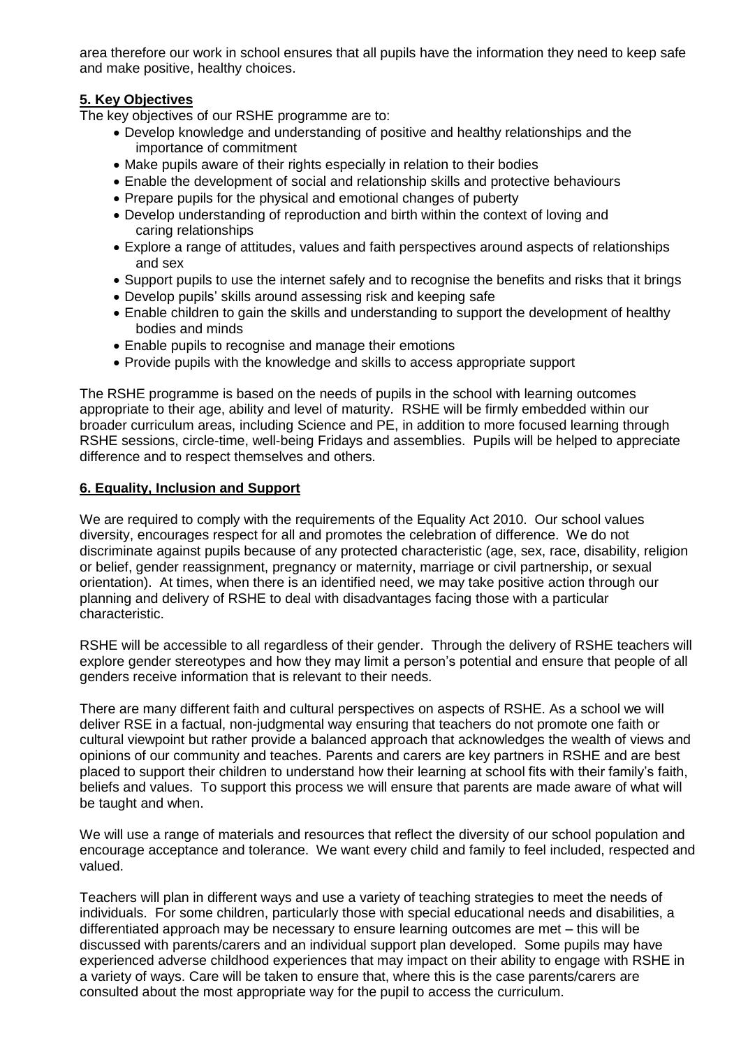area therefore our work in school ensures that all pupils have the information they need to keep safe and make positive, healthy choices.

## **5. Key Objectives**

The key objectives of our RSHE programme are to:

- Develop knowledge and understanding of positive and healthy relationships and the importance of commitment
- Make pupils aware of their rights especially in relation to their bodies
- Enable the development of social and relationship skills and protective behaviours
- Prepare pupils for the physical and emotional changes of puberty
- Develop understanding of reproduction and birth within the context of loving and caring relationships
- Explore a range of attitudes, values and faith perspectives around aspects of relationships and sex
- Support pupils to use the internet safely and to recognise the benefits and risks that it brings
- Develop pupils' skills around assessing risk and keeping safe
- Enable children to gain the skills and understanding to support the development of healthy bodies and minds
- Enable pupils to recognise and manage their emotions
- Provide pupils with the knowledge and skills to access appropriate support

The RSHE programme is based on the needs of pupils in the school with learning outcomes appropriate to their age, ability and level of maturity. RSHE will be firmly embedded within our broader curriculum areas, including Science and PE, in addition to more focused learning through RSHE sessions, circle-time, well-being Fridays and assemblies. Pupils will be helped to appreciate difference and to respect themselves and others.

## **6. Equality, Inclusion and Support**

We are required to comply with the requirements of the Equality Act 2010. Our school values diversity, encourages respect for all and promotes the celebration of difference. We do not discriminate against pupils because of any protected characteristic (age, sex, race, disability, religion or belief, gender reassignment, pregnancy or maternity, marriage or civil partnership, or sexual orientation). At times, when there is an identified need, we may take positive action through our planning and delivery of RSHE to deal with disadvantages facing those with a particular characteristic.

RSHE will be accessible to all regardless of their gender. Through the delivery of RSHE teachers will explore gender stereotypes and how they may limit a person's potential and ensure that people of all genders receive information that is relevant to their needs.

There are many different faith and cultural perspectives on aspects of RSHE. As a school we will deliver RSE in a factual, non-judgmental way ensuring that teachers do not promote one faith or cultural viewpoint but rather provide a balanced approach that acknowledges the wealth of views and opinions of our community and teaches. Parents and carers are key partners in RSHE and are best placed to support their children to understand how their learning at school fits with their family's faith, beliefs and values. To support this process we will ensure that parents are made aware of what will be taught and when.

We will use a range of materials and resources that reflect the diversity of our school population and encourage acceptance and tolerance. We want every child and family to feel included, respected and valued.

Teachers will plan in different ways and use a variety of teaching strategies to meet the needs of individuals. For some children, particularly those with special educational needs and disabilities, a differentiated approach may be necessary to ensure learning outcomes are met – this will be discussed with parents/carers and an individual support plan developed. Some pupils may have experienced adverse childhood experiences that may impact on their ability to engage with RSHE in a variety of ways. Care will be taken to ensure that, where this is the case parents/carers are consulted about the most appropriate way for the pupil to access the curriculum.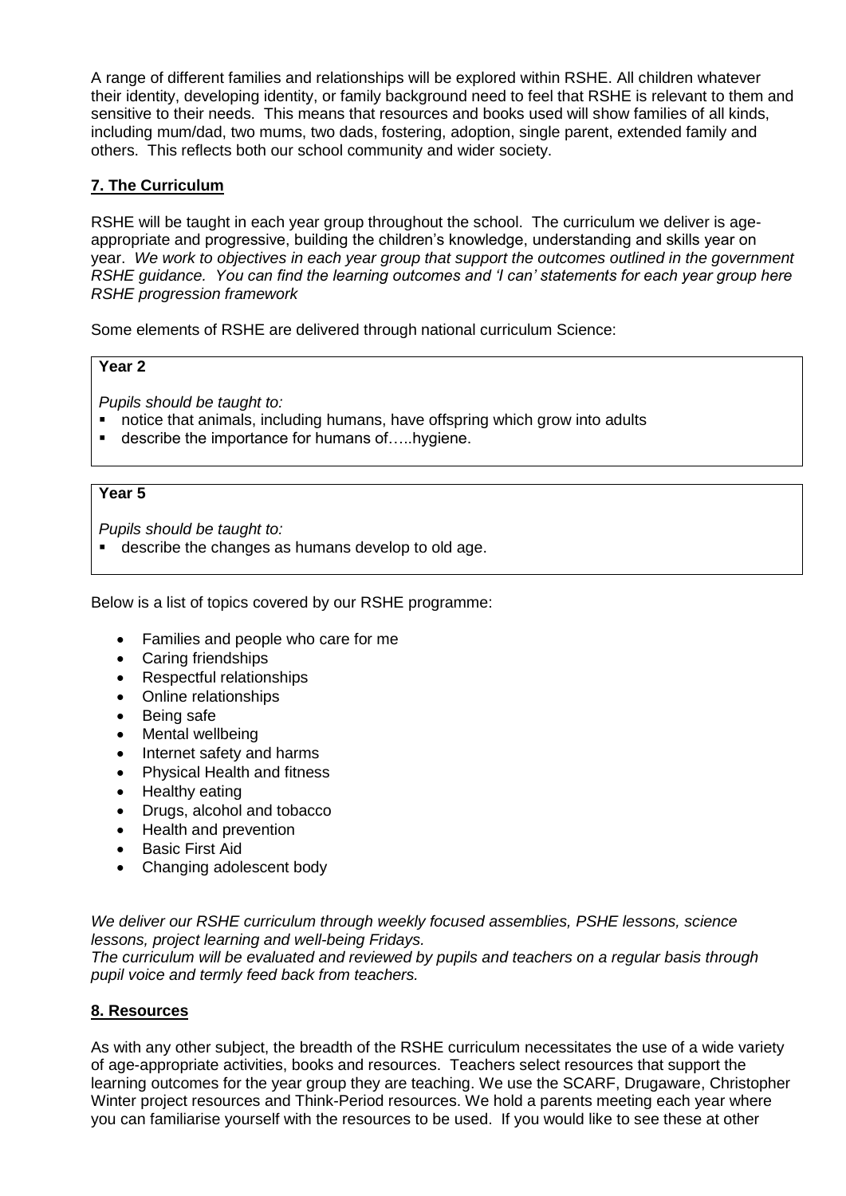A range of different families and relationships will be explored within RSHE. All children whatever their identity, developing identity, or family background need to feel that RSHE is relevant to them and sensitive to their needs. This means that resources and books used will show families of all kinds, including mum/dad, two mums, two dads, fostering, adoption, single parent, extended family and others. This reflects both our school community and wider society.

## 7. The Curriculum

RSHE will be taught in each year group throughout the school. The curriculum we deliver is age-appropriate and progressive, building the children's knowledge, understanding and skills year on year. *We work to objectives in each year group that support the outcomes outlined in the government RSHE guidance. You can find the learning outcomes and 'I can' statements for each year group here RSHE progression framework*

Some elements of RSHE are delivered through national curriculum Science:

| **Year 2** |
| --- |
| *Pupils should be taught to:*<br>▪ notice that animals, including humans, have offspring which grow into adults<br>▪ describe the importance for humans of…..hygiene. |

| **Year 5** |
| --- |
| *Pupils should be taught to:*<br>▪ describe the changes as humans develop to old age. |

Below is a list of topics covered by our RSHE programme:

- Families and people who care for me
- Caring friendships
- Respectful relationships
- Online relationships
- Being safe
- Mental wellbeing
- Internet safety and harms
- Physical Health and fitness
- Healthy eating
- Drugs, alcohol and tobacco
- Health and prevention
- Basic First Aid
- Changing adolescent body

*We deliver our RSHE curriculum through weekly focused assemblies, PSHE lessons, science lessons, project learning and well-being Fridays.*
*The curriculum will be evaluated and reviewed by pupils and teachers on a regular basis through pupil voice and termly feed back from teachers.*

## 8. Resources

As with any other subject, the breadth of the RSHE curriculum necessitates the use of a wide variety of age-appropriate activities, books and resources. Teachers select resources that support the learning outcomes for the year group they are teaching. We use the SCARF, Drugaware, Christopher Winter project resources and Think-Period resources. We hold a parents meeting each year where you can familiarise yourself with the resources to be used. If you would like to see these at other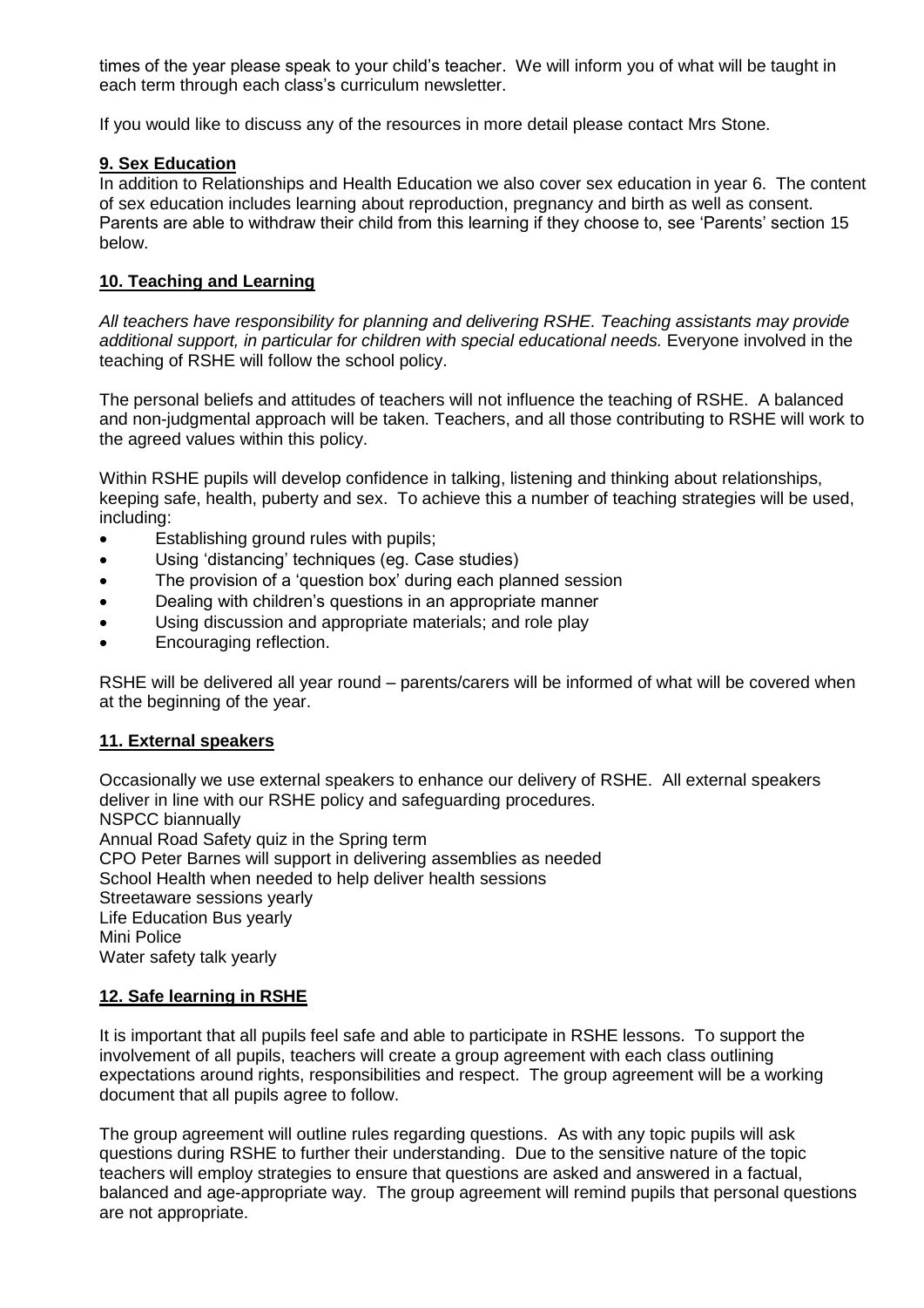times of the year please speak to your child's teacher. We will inform you of what will be taught in each term through each class's curriculum newsletter.

If you would like to discuss any of the resources in more detail please contact Mrs Stone.

## 9. Sex Education

In addition to Relationships and Health Education we also cover sex education in year 6. The content of sex education includes learning about reproduction, pregnancy and birth as well as consent. Parents are able to withdraw their child from this learning if they choose to, see 'Parents' section 15 below.

## 10. Teaching and Learning

*All teachers have responsibility for planning and delivering RSHE. Teaching assistants may provide additional support, in particular for children with special educational needs.* Everyone involved in the teaching of RSHE will follow the school policy.

The personal beliefs and attitudes of teachers will not influence the teaching of RSHE. A balanced and non-judgmental approach will be taken. Teachers, and all those contributing to RSHE will work to the agreed values within this policy.

Within RSHE pupils will develop confidence in talking, listening and thinking about relationships, keeping safe, health, puberty and sex. To achieve this a number of teaching strategies will be used, including:

- Establishing ground rules with pupils;
- Using 'distancing' techniques (eg. Case studies)
- The provision of a 'question box' during each planned session
- Dealing with children's questions in an appropriate manner
- Using discussion and appropriate materials; and role play
- Encouraging reflection.

RSHE will be delivered all year round – parents/carers will be informed of what will be covered when at the beginning of the year.

## 11. External speakers

Occasionally we use external speakers to enhance our delivery of RSHE. All external speakers deliver in line with our RSHE policy and safeguarding procedures.
NSPCC biannually
Annual Road Safety quiz in the Spring term
CPO Peter Barnes will support in delivering assemblies as needed
School Health when needed to help deliver health sessions
Streetaware sessions yearly
Life Education Bus yearly
Mini Police
Water safety talk yearly

## 12. Safe learning in RSHE

It is important that all pupils feel safe and able to participate in RSHE lessons. To support the involvement of all pupils, teachers will create a group agreement with each class outlining expectations around rights, responsibilities and respect. The group agreement will be a working document that all pupils agree to follow.

The group agreement will outline rules regarding questions. As with any topic pupils will ask questions during RSHE to further their understanding. Due to the sensitive nature of the topic teachers will employ strategies to ensure that questions are asked and answered in a factual, balanced and age-appropriate way. The group agreement will remind pupils that personal questions are not appropriate.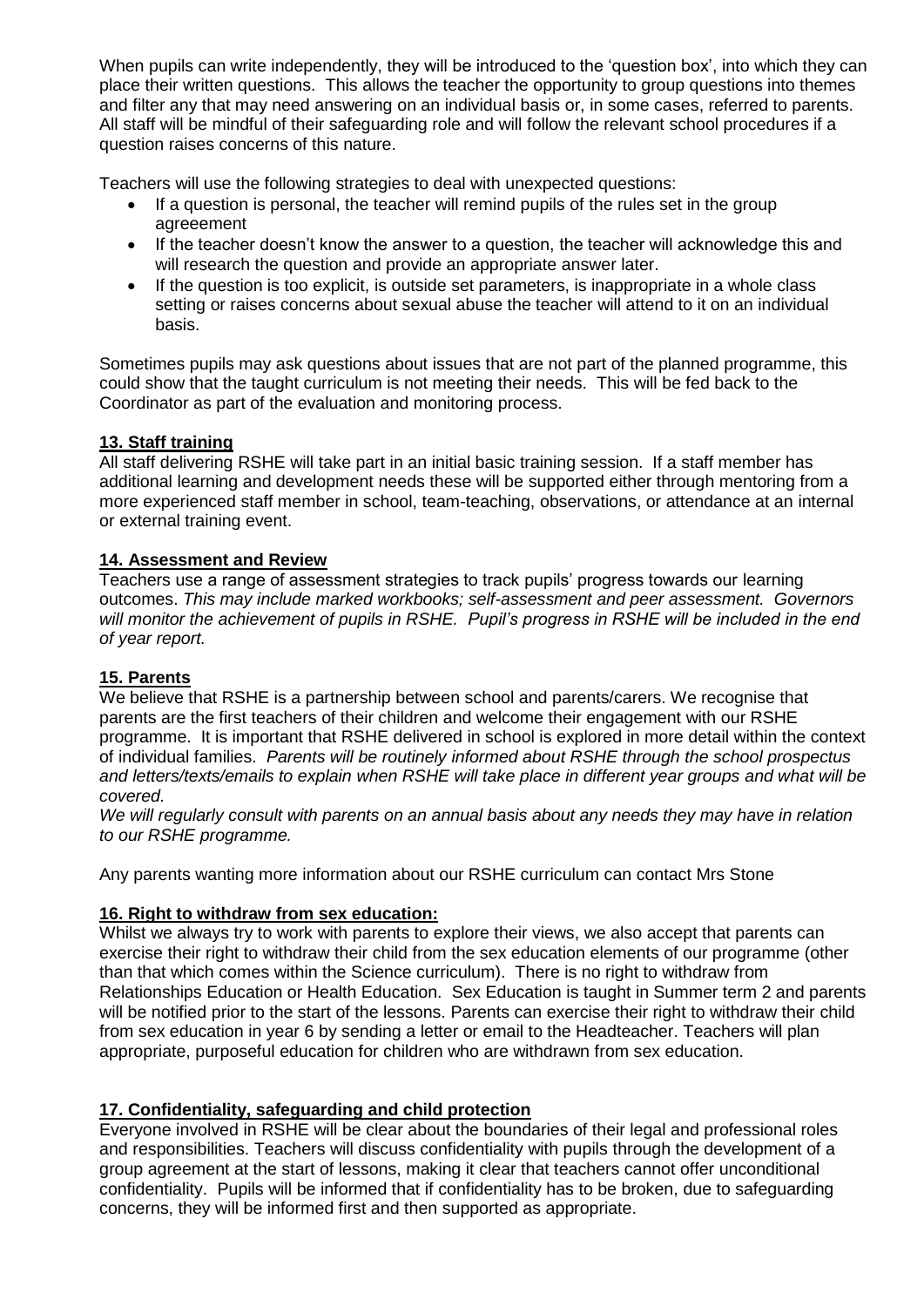When pupils can write independently, they will be introduced to the 'question box', into which they can place their written questions. This allows the teacher the opportunity to group questions into themes and filter any that may need answering on an individual basis or, in some cases, referred to parents. All staff will be mindful of their safeguarding role and will follow the relevant school procedures if a question raises concerns of this nature.

Teachers will use the following strategies to deal with unexpected questions:

- If a question is personal, the teacher will remind pupils of the rules set in the group agreeement
- If the teacher doesn't know the answer to a question, the teacher will acknowledge this and will research the question and provide an appropriate answer later.
- If the question is too explicit, is outside set parameters, is inappropriate in a whole class setting or raises concerns about sexual abuse the teacher will attend to it on an individual basis.

Sometimes pupils may ask questions about issues that are not part of the planned programme, this could show that the taught curriculum is not meeting their needs. This will be fed back to the Coordinator as part of the evaluation and monitoring process.

## 13. Staff training

All staff delivering RSHE will take part in an initial basic training session. If a staff member has additional learning and development needs these will be supported either through mentoring from a more experienced staff member in school, team-teaching, observations, or attendance at an internal or external training event.

## 14. Assessment and Review

Teachers use a range of assessment strategies to track pupils' progress towards our learning outcomes. *This may include marked workbooks; self-assessment and peer assessment. Governors will monitor the achievement of pupils in RSHE. Pupil's progress in RSHE will be included in the end of year report.*

## 15. Parents

We believe that RSHE is a partnership between school and parents/carers. We recognise that parents are the first teachers of their children and welcome their engagement with our RSHE programme. It is important that RSHE delivered in school is explored in more detail within the context of individual families. *Parents will be routinely informed about RSHE through the school prospectus and letters/texts/emails to explain when RSHE will take place in different year groups and what will be covered.*

*We will regularly consult with parents on an annual basis about any needs they may have in relation to our RSHE programme.*

Any parents wanting more information about our RSHE curriculum can contact Mrs Stone

## 16. Right to withdraw from sex education:

Whilst we always try to work with parents to explore their views, we also accept that parents can exercise their right to withdraw their child from the sex education elements of our programme (other than that which comes within the Science curriculum). There is no right to withdraw from Relationships Education or Health Education. Sex Education is taught in Summer term 2 and parents will be notified prior to the start of the lessons. Parents can exercise their right to withdraw their child from sex education in year 6 by sending a letter or email to the Headteacher. Teachers will plan appropriate, purposeful education for children who are withdrawn from sex education.

## 17. Confidentiality, safeguarding and child protection

Everyone involved in RSHE will be clear about the boundaries of their legal and professional roles and responsibilities. Teachers will discuss confidentiality with pupils through the development of a group agreement at the start of lessons, making it clear that teachers cannot offer unconditional confidentiality. Pupils will be informed that if confidentiality has to be broken, due to safeguarding concerns, they will be informed first and then supported as appropriate.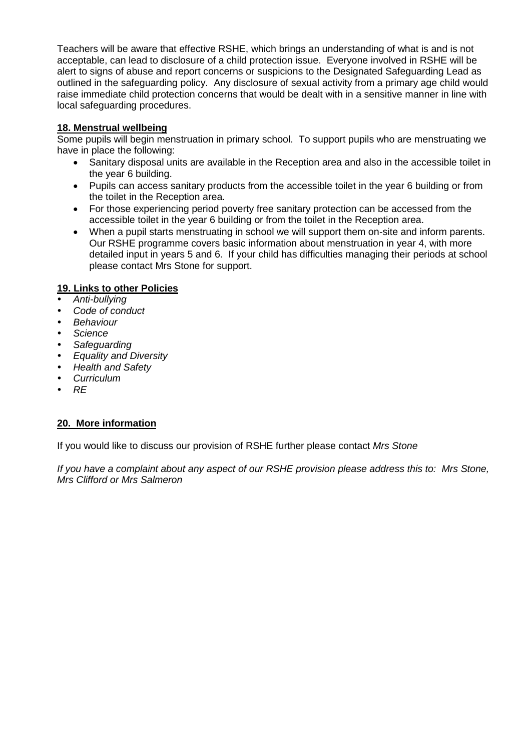Teachers will be aware that effective RSHE, which brings an understanding of what is and is not acceptable, can lead to disclosure of a child protection issue. Everyone involved in RSHE will be alert to signs of abuse and report concerns or suspicions to the Designated Safeguarding Lead as outlined in the safeguarding policy. Any disclosure of sexual activity from a primary age child would raise immediate child protection concerns that would be dealt with in a sensitive manner in line with local safeguarding procedures.

## 18. Menstrual wellbeing

Some pupils will begin menstruation in primary school. To support pupils who are menstruating we have in place the following:

- Sanitary disposal units are available in the Reception area and also in the accessible toilet in the year 6 building.
- Pupils can access sanitary products from the accessible toilet in the year 6 building or from the toilet in the Reception area.
- For those experiencing period poverty free sanitary protection can be accessed from the accessible toilet in the year 6 building or from the toilet in the Reception area.
- When a pupil starts menstruating in school we will support them on-site and inform parents. Our RSHE programme covers basic information about menstruation in year 4, with more detailed input in years 5 and 6. If your child has difficulties managing their periods at school please contact Mrs Stone for support.

## 19. Links to other Policies

- *Anti-bullying*
- *Code of conduct*
- *Behaviour*
- *Science*
- *Safeguarding*
- *Equality and Diversity*
- *Health and Safety*
- *Curriculum*
- *RE*

## 20. More information

If you would like to discuss our provision of RSHE further please contact *Mrs Stone*

*If you have a complaint about any aspect of our RSHE provision please address this to: Mrs Stone, Mrs Clifford or Mrs Salmeron*